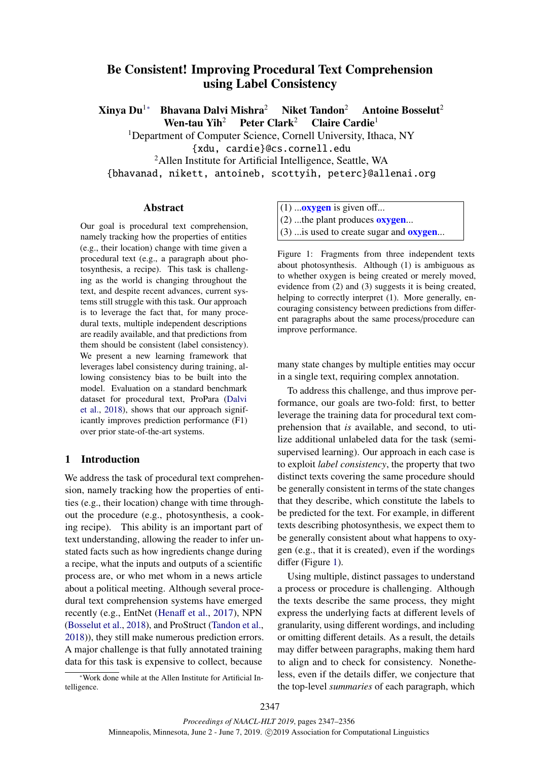# Be Consistent! Improving Procedural Text Comprehension using Label Consistency

**Xinya Du**[1*] **Bhavana Dalvi Mishra**[2] **Niket Tandon**[2] **Antoine Bosselut**[2] **Wen-tau Yih**[2] **Peter Clark**[2] **Claire Cardie**[1]

[1]Department of Computer Science, Cornell University, Ithaca, NY
{xdu, cardie}@cs.cornell.edu

[2]Allen Institute for Artificial Intelligence, Seattle, WA
{bhavanad, nikett, antoineb, scottyih, peterc}@allenai.org

## Abstract

Our goal is procedural text comprehension, namely tracking how the properties of entities (e.g., their location) change with time given a procedural text (e.g., a paragraph about photosynthesis, a recipe). This is challenging as the world is changing throughout the text, and despite recent advances, current systems still struggle with this task. Our approach is to leverage the fact that, for many procedural texts, multiple independent descriptions are readily available, and that predictions from them should be consistent (label consistency). We present a new learning framework that leverages label consistency during training, allowing consistency bias to be built into the model. Evaluation on a standard benchmark dataset for procedural text, ProPara (Dalvi et al., 2018), shows that our approach significantly improves prediction performance (F1) over prior state-of-the-art systems.

## 1 Introduction

We address the task of procedural text comprehension, namely tracking how the properties of entities (e.g., their location) change with time throughout the procedure (e.g., photosynthesis, a cooking recipe). This ability is an important part of text understanding, allowing the reader to infer unstated facts such as how ingredients change during a recipe, what the inputs and outputs of a scientific process are, or who met whom in a news article about a political meeting. Although several procedural text comprehension systems have emerged recently (e.g., EntNet (Henaff et al., 2017), NPN (Bosselut et al., 2018), and ProStruct (Tandon et al., 2018)), they still make numerous prediction errors. A major challenge is that fully annotated training data for this task is expensive to collect, because many state changes by multiple entities may occur in a single text, requiring complex annotation.

(1) ...**oxygen** is given off...
(2) ...the plant produces **oxygen**...
(3) ...is used to create sugar and **oxygen**...

Figure 1: Fragments from three independent texts about photosynthesis. Although (1) is ambiguous as to whether oxygen is being created or merely moved, evidence from (2) and (3) suggests it is being created, helping to correctly interpret (1). More generally, encouraging consistency between predictions from different paragraphs about the same process/procedure can improve performance.

To address this challenge, and thus improve performance, our goals are two-fold: first, to better leverage the training data for procedural text comprehension that *is* available, and second, to utilize additional unlabeled data for the task (semi-supervised learning). Our approach in each case is to exploit *label consistency*, the property that two distinct texts covering the same procedure should be generally consistent in terms of the state changes that they describe, which constitute the labels to be predicted for the text. For example, in different texts describing photosynthesis, we expect them to be generally consistent about what happens to oxygen (e.g., that it is created), even if the wordings differ (Figure 1).

Using multiple, distinct passages to understand a process or procedure is challenging. Although the texts describe the same process, they might express the underlying facts at different levels of granularity, using different wordings, and including or omitting different details. As a result, the details may differ between paragraphs, making them hard to align and to check for consistency. Nonetheless, even if the details differ, we conjecture that the top-level *summaries* of each paragraph, which

[*]Work done while at the Allen Institute for Artificial Intelligence.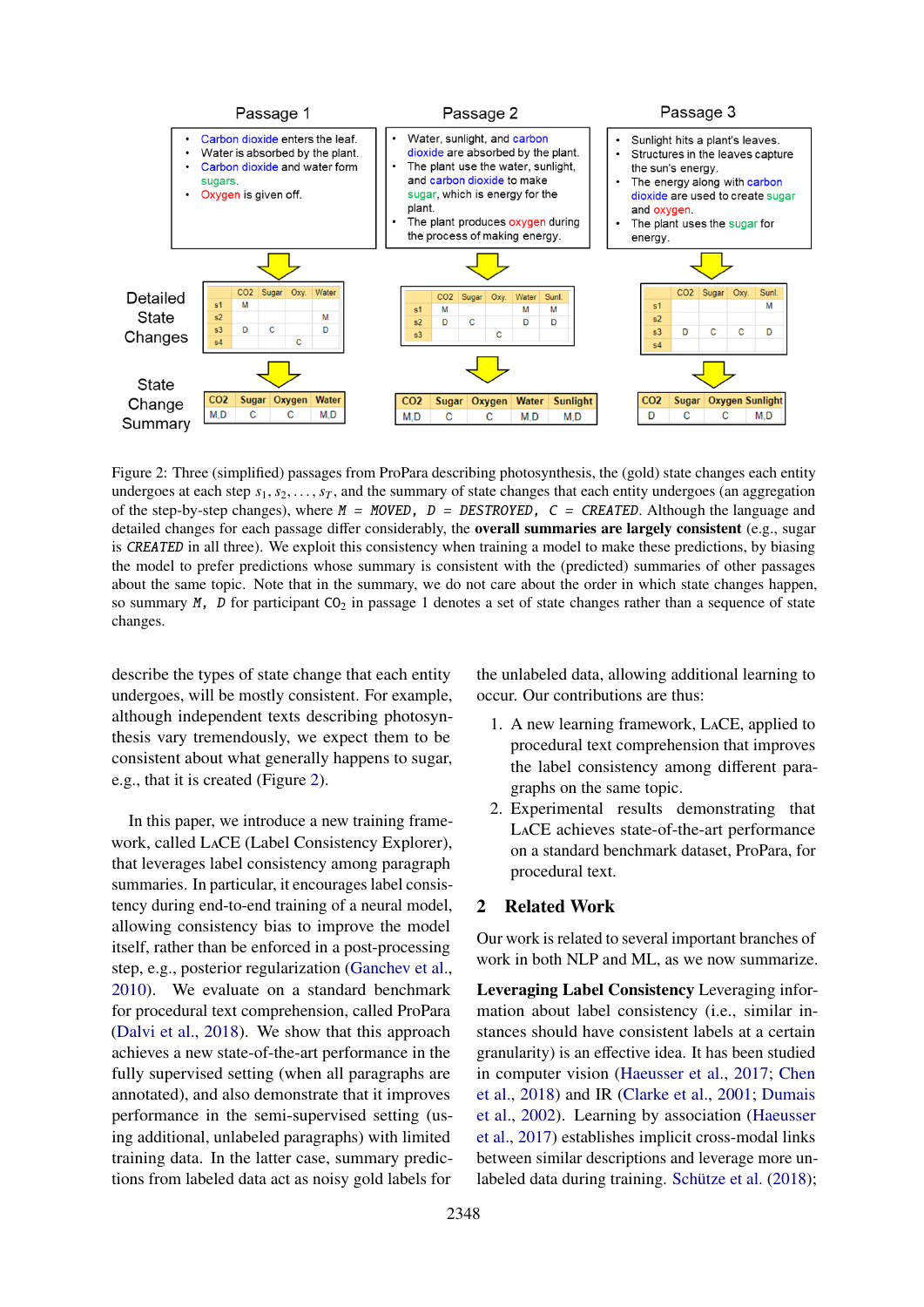Figure 2: Three (simplified) passages from ProPara describing photosynthesis, the (gold) state changes each entity undergoes at each step $s_1, s_2, \ldots, s_T$, and the summary of state changes that each entity undergoes (an aggregation of the step-by-step changes), where `M = MOVED, D = DESTROYED, C = CREATED`. Although the language and detailed changes for each passage differ considerably, the **overall summaries are largely consistent** (e.g., sugar is `CREATED` in all three). We exploit this consistency when training a model to make these predictions, by biasing the model to prefer predictions whose summary is consistent with the (predicted) summaries of other passages about the same topic. Note that in the summary, we do not care about the order in which state changes happen, so summary `M, D` for participant $CO_2$ in passage 1 denotes a set of state changes rather than a sequence of state changes.

describe the types of state change that each entity undergoes, will be mostly consistent. For example, although independent texts describing photosynthesis vary tremendously, we expect them to be consistent about what generally happens to sugar, e.g., that it is created (Figure 2).

In this paper, we introduce a new training framework, called LaCE (Label Consistency Explorer), that leverages label consistency among paragraph summaries. In particular, it encourages label consistency during end-to-end training of a neural model, allowing consistency bias to improve the model itself, rather than be enforced in a post-processing step, e.g., posterior regularization (Ganchev et al., 2010). We evaluate on a standard benchmark for procedural text comprehension, called ProPara (Dalvi et al., 2018). We show that this approach achieves a new state-of-the-art performance in the fully supervised setting (when all paragraphs are annotated), and also demonstrate that it improves performance in the semi-supervised setting (using additional, unlabeled paragraphs) with limited training data. In the latter case, summary predictions from labeled data act as noisy gold labels for the unlabeled data, allowing additional learning to occur. Our contributions are thus:

1. A new learning framework, LaCE, applied to procedural text comprehension that improves the label consistency among different paragraphs on the same topic.
2. Experimental results demonstrating that LaCE achieves state-of-the-art performance on a standard benchmark dataset, ProPara, for procedural text.

## 2 Related Work

Our work is related to several important branches of work in both NLP and ML, as we now summarize.

**Leveraging Label Consistency** Leveraging information about label consistency (i.e., similar instances should have consistent labels at a certain granularity) is an effective idea. It has been studied in computer vision (Haeusser et al., 2017; Chen et al., 2018) and IR (Clarke et al., 2001; Dumais et al., 2002). Learning by association (Haeusser et al., 2017) establishes implicit cross-modal links between similar descriptions and leverage more unlabeled data during training. Schütze et al. (2018);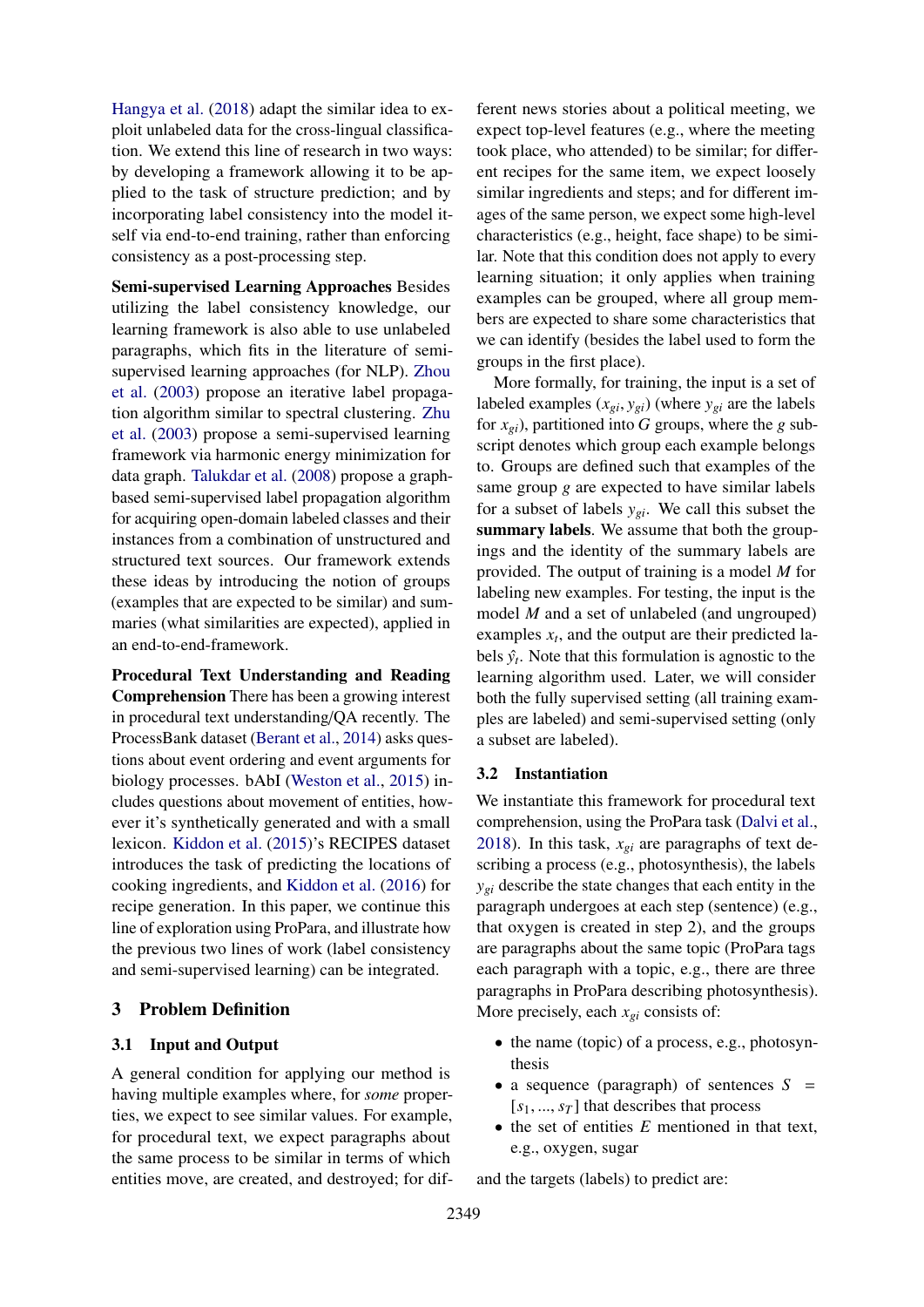Hangya et al. (2018) adapt the similar idea to exploit unlabeled data for the cross-lingual classification. We extend this line of research in two ways: by developing a framework allowing it to be applied to the task of structure prediction; and by incorporating label consistency into the model itself via end-to-end training, rather than enforcing consistency as a post-processing step.

**Semi-supervised Learning Approaches** Besides utilizing the label consistency knowledge, our learning framework is also able to use unlabeled paragraphs, which fits in the literature of semi-supervised learning approaches (for NLP). Zhou et al. (2003) propose an iterative label propagation algorithm similar to spectral clustering. Zhu et al. (2003) propose a semi-supervised learning framework via harmonic energy minimization for data graph. Talukdar et al. (2008) propose a graph-based semi-supervised label propagation algorithm for acquiring open-domain labeled classes and their instances from a combination of unstructured and structured text sources. Our framework extends these ideas by introducing the notion of groups (examples that are expected to be similar) and summaries (what similarities are expected), applied in an end-to-end-framework.

**Procedural Text Understanding and Reading Comprehension** There has been a growing interest in procedural text understanding/QA recently. The ProcessBank dataset (Berant et al., 2014) asks questions about event ordering and event arguments for biology processes. bAbI (Weston et al., 2015) includes questions about movement of entities, however it's synthetically generated and with a small lexicon. Kiddon et al. (2015)'s RECIPES dataset introduces the task of predicting the locations of cooking ingredients, and Kiddon et al. (2016) for recipe generation. In this paper, we continue this line of exploration using ProPara, and illustrate how the previous two lines of work (label consistency and semi-supervised learning) can be integrated.

# 3 Problem Definition

## 3.1 Input and Output

A general condition for applying our method is having multiple examples where, for *some* properties, we expect to see similar values. For example, for procedural text, we expect paragraphs about the same process to be similar in terms of which entities move, are created, and destroyed; for different news stories about a political meeting, we expect top-level features (e.g., where the meeting took place, who attended) to be similar; for different recipes for the same item, we expect loosely similar ingredients and steps; and for different images of the same person, we expect some high-level characteristics (e.g., height, face shape) to be similar. Note that this condition does not apply to every learning situation; it only applies when training examples can be grouped, where all group members are expected to share some characteristics that we can identify (besides the label used to form the groups in the first place).

More formally, for training, the input is a set of labeled examples $(x_{gi}, y_{gi})$ (where $y_{gi}$ are the labels for $x_{gi}$), partitioned into $G$ groups, where the $g$ subscript denotes which group each example belongs to. Groups are defined such that examples of the same group $g$ are expected to have similar labels for a subset of labels $y_{gi}$. We call this subset the **summary labels**. We assume that both the groupings and the identity of the summary labels are provided. The output of training is a model $M$ for labeling new examples. For testing, the input is the model $M$ and a set of unlabeled (and ungrouped) examples $x_t$, and the output are their predicted labels $\hat{y}_t$. Note that this formulation is agnostic to the learning algorithm used. Later, we will consider both the fully supervised setting (all training examples are labeled) and semi-supervised setting (only a subset are labeled).

## 3.2 Instantiation

We instantiate this framework for procedural text comprehension, using the ProPara task (Dalvi et al., 2018). In this task, $x_{gi}$ are paragraphs of text describing a process (e.g., photosynthesis), the labels $y_{gi}$ describe the state changes that each entity in the paragraph undergoes at each step (sentence) (e.g., that oxygen is created in step 2), and the groups are paragraphs about the same topic (ProPara tags each paragraph with a topic, e.g., there are three paragraphs in ProPara describing photosynthesis). More precisely, each $x_{gi}$ consists of:

- the name (topic) of a process, e.g., photosynthesis
- a sequence (paragraph) of sentences $S = [s_1, ..., s_T]$ that describes that process
- the set of entities $E$ mentioned in that text, e.g., oxygen, sugar

and the targets (labels) to predict are: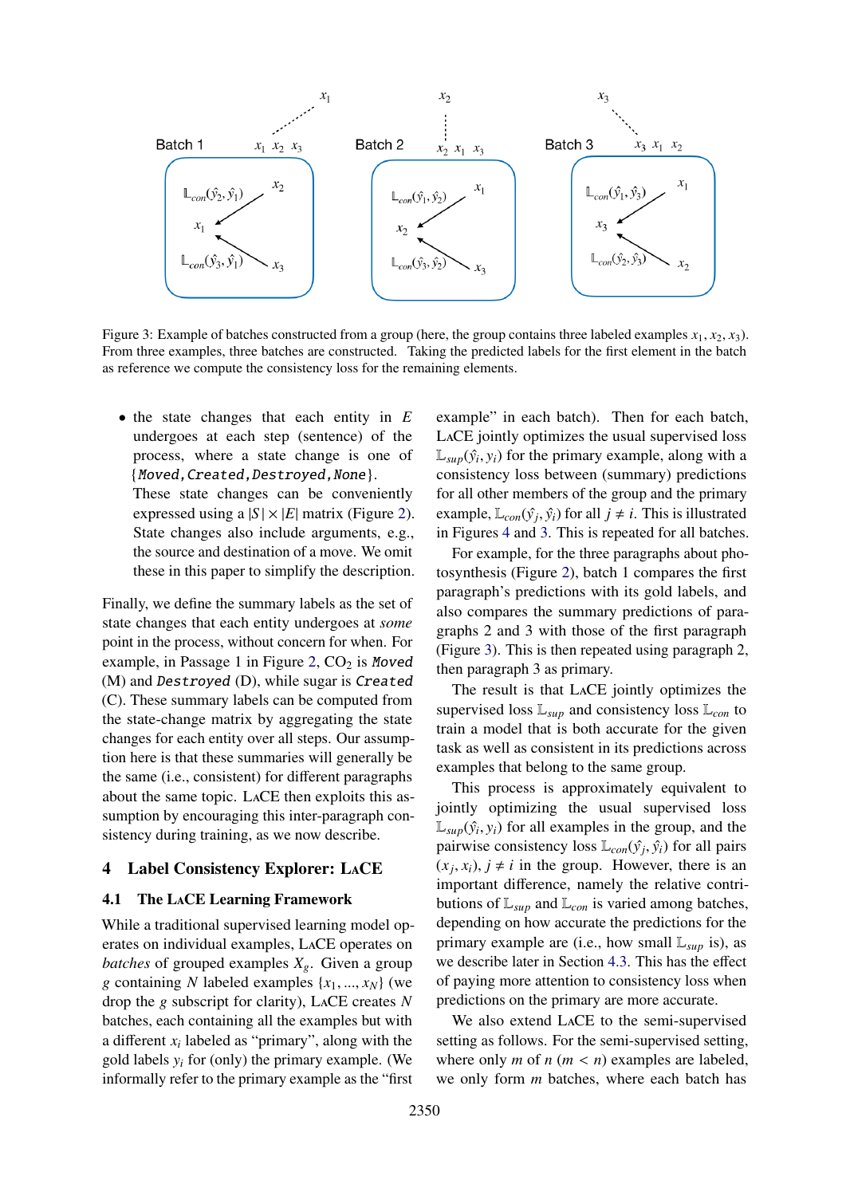Figure 3: Example of batches constructed from a group (here, the group contains three labeled examples $x_1, x_2, x_3$). From three examples, three batches are constructed. Taking the predicted labels for the first element in the batch as reference we compute the consistency loss for the remaining elements.

- the state changes that each entity in $E$ undergoes at each step (sentence) of the process, where a state change is one of {`Moved`, `Created`, `Destroyed`, `None`}. These state changes can be conveniently expressed using a $|S| \times |E|$ matrix (Figure 2). State changes also include arguments, e.g., the source and destination of a move. We omit these in this paper to simplify the description.

Finally, we define the summary labels as the set of state changes that each entity undergoes at *some* point in the process, without concern for when. For example, in Passage 1 in Figure 2, $CO_2$ is `Moved` (M) and `Destroyed` (D), while sugar is `Created` (C). These summary labels can be computed from the state-change matrix by aggregating the state changes for each entity over all steps. Our assumption here is that these summaries will generally be the same (i.e., consistent) for different paragraphs about the same topic. LACE then exploits this assumption by encouraging this inter-paragraph consistency during training, as we now describe.

## 4 Label Consistency Explorer: LACE

### 4.1 The LACE Learning Framework

While a traditional supervised learning model operates on individual examples, LACE operates on *batches* of grouped examples $X_g$. Given a group $g$ containing $N$ labeled examples $\{x_1, ..., x_N\}$ (we drop the $g$ subscript for clarity), LACE creates $N$ batches, each containing all the examples but with a different $x_i$ labeled as "primary", along with the gold labels $y_i$ for (only) the primary example. (We informally refer to the primary example as the "first example" in each batch). Then for each batch, LACE jointly optimizes the usual supervised loss $\mathbb{L}_{sup}(\hat{y}_i, y_i)$ for the primary example, along with a consistency loss between (summary) predictions for all other members of the group and the primary example, $\mathbb{L}_{con}(\hat{y}_j, \hat{y}_i)$ for all $j \neq i$. This is illustrated in Figures 4 and 3. This is repeated for all batches.

For example, for the three paragraphs about photosynthesis (Figure 2), batch 1 compares the first paragraph's predictions with its gold labels, and also compares the summary predictions of paragraphs 2 and 3 with those of the first paragraph (Figure 3). This is then repeated using paragraph 2, then paragraph 3 as primary.

The result is that LACE jointly optimizes the supervised loss $\mathbb{L}_{sup}$ and consistency loss $\mathbb{L}_{con}$ to train a model that is both accurate for the given task as well as consistent in its predictions across examples that belong to the same group.

This process is approximately equivalent to jointly optimizing the usual supervised loss $\mathbb{L}_{sup}(\hat{y}_i, y_i)$ for all examples in the group, and the pairwise consistency loss $\mathbb{L}_{con}(\hat{y}_j, \hat{y}_i)$ for all pairs $(x_j, x_i), j \neq i$ in the group. However, there is an important difference, namely the relative contributions of $\mathbb{L}_{sup}$ and $\mathbb{L}_{con}$ is varied among batches, depending on how accurate the predictions for the primary example are (i.e., how small $\mathbb{L}_{sup}$ is), as we describe later in Section 4.3. This has the effect of paying more attention to consistency loss when predictions on the primary are more accurate.

We also extend LACE to the semi-supervised setting as follows. For the semi-supervised setting, where only $m$ of $n$ ($m < n$) examples are labeled, we only form $m$ batches, where each batch has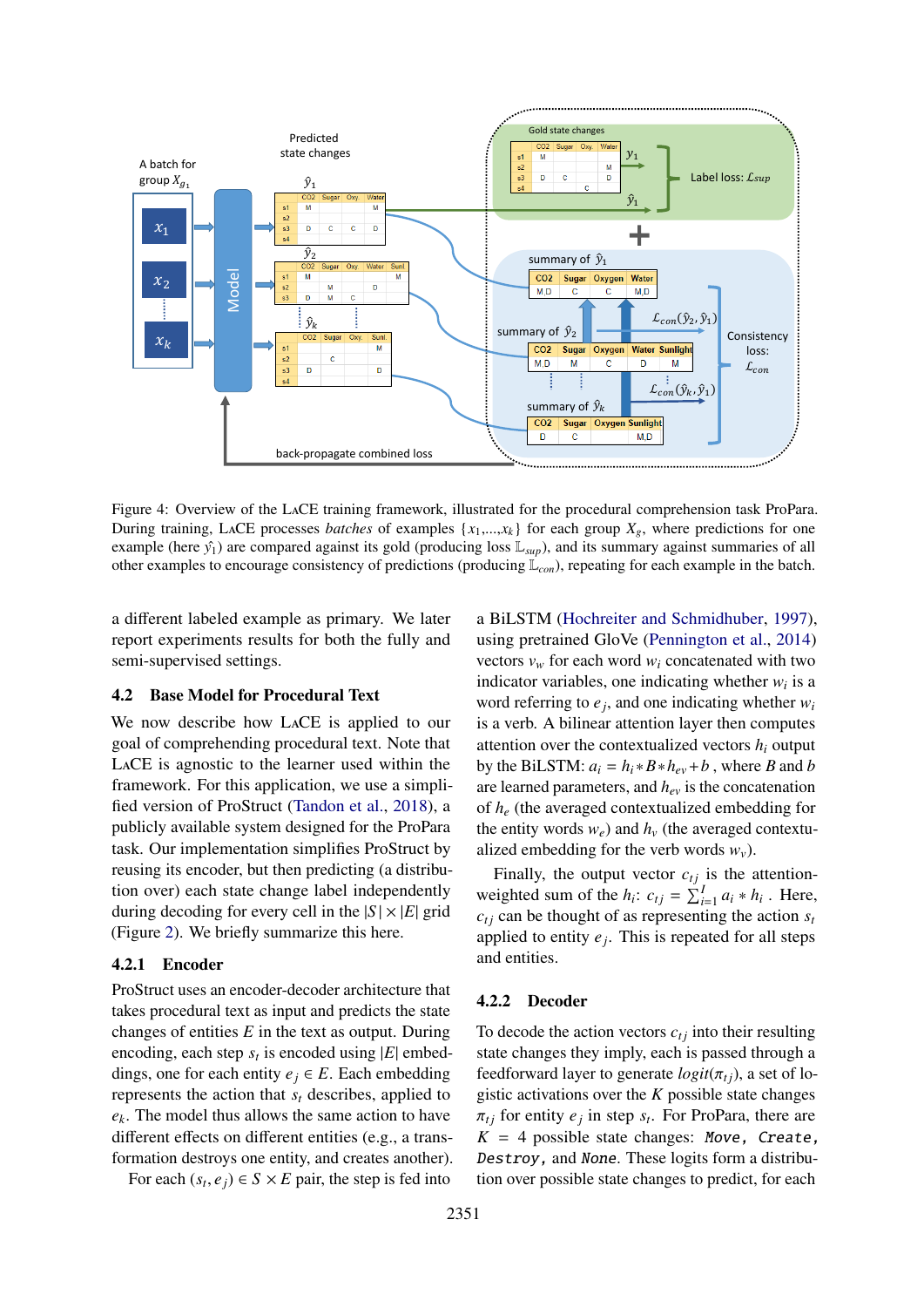Figure 4: Overview of the LaCE training framework, illustrated for the procedural comprehension task ProPara. During training, LaCE processes *batches* of examples $\{x_1,...,x_k\}$ for each group $X_g$, where predictions for one example (here $\hat{y}_1$) are compared against its gold (producing loss $\mathbb{L}_{sup}$), and its summary against summaries of all other examples to encourage consistency of predictions (producing $\mathbb{L}_{con}$), repeating for each example in the batch.

a different labeled example as primary. We later report experiments results for both the fully and semi-supervised settings.

## 4.2 Base Model for Procedural Text

We now describe how LaCE is applied to our goal of comprehending procedural text. Note that LaCE is agnostic to the learner used within the framework. For this application, we use a simplified version of ProStruct (Tandon et al., 2018), a publicly available system designed for the ProPara task. Our implementation simplifies ProStruct by reusing its encoder, but then predicting (a distribution over) each state change label independently during decoding for every cell in the $|S| \times |E|$ grid (Figure 2). We briefly summarize this here.

### 4.2.1 Encoder

ProStruct uses an encoder-decoder architecture that takes procedural text as input and predicts the state changes of entities $E$ in the text as output. During encoding, each step $s_t$ is encoded using $|E|$ embeddings, one for each entity $e_j \in E$. Each embedding represents the action that $s_t$ describes, applied to $e_k$. The model thus allows the same action to have different effects on different entities (e.g., a transformation destroys one entity, and creates another).

For each $(s_t, e_j) \in S \times E$ pair, the step is fed into a BiLSTM (Hochreiter and Schmidhuber, 1997), using pretrained GloVe (Pennington et al., 2014) vectors $v_w$ for each word $w_i$ concatenated with two indicator variables, one indicating whether $w_i$ is a word referring to $e_j$, and one indicating whether $w_i$ is a verb. A bilinear attention layer then computes attention over the contextualized vectors $h_i$ output by the BiLSTM: $a_i = h_i * B * h_{ev} + b$ , where $B$ and $b$ are learned parameters, and $h_{ev}$ is the concatenation of $h_e$ (the averaged contextualized embedding for the entity words $w_e$) and $h_v$ (the averaged contextualized embedding for the verb words $w_v$).

Finally, the output vector $c_{tj}$ is the attention-weighted sum of the $h_i$: $c_{tj} = \sum_{i=1}^{I} a_i * h_i$ . Here, $c_{tj}$ can be thought of as representing the action $s_t$ applied to entity $e_j$. This is repeated for all steps and entities.

### 4.2.2 Decoder

To decode the action vectors $c_{tj}$ into their resulting state changes they imply, each is passed through a feedforward layer to generate $logit(\pi_{tj})$, a set of logistic activations over the $K$ possible state changes $\pi_{tj}$ for entity $e_j$ in step $s_t$. For ProPara, there are $K = 4$ possible state changes: `Move`, `Create`, `Destroy`, and `None`. These logits form a distribution over possible state changes to predict, for each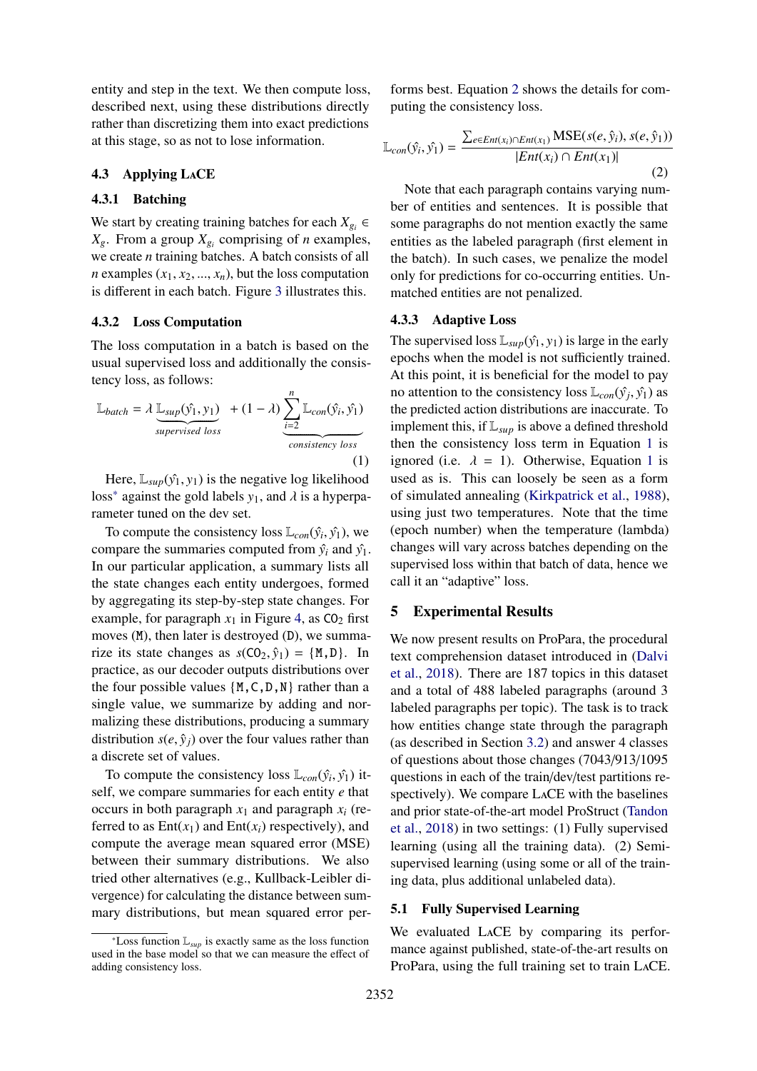entity and step in the text. We then compute loss, described next, using these distributions directly rather than discretizing them into exact predictions at this stage, so as not to lose information.

### 4.3 Applying LaCE

#### 4.3.1 Batching

We start by creating training batches for each $X_{g_i} \in X_g$. From a group $X_{g_i}$ comprising of $n$ examples, we create $n$ training batches. A batch consists of all $n$ examples $(x_1, x_2, ..., x_n)$, but the loss computation is different in each batch. Figure 3 illustrates this.

#### 4.3.2 Loss Computation

The loss computation in a batch is based on the usual supervised loss and additionally the consistency loss, as follows:

$$\mathbb{L}_{batch} = \lambda \underbrace{\mathbb{L}_{sup}(\hat{y_1}, y_1)}_{supervised\ loss} + (1-\lambda) \underbrace{\sum_{i=2}^{n} \mathbb{L}_{con}(\hat{y_i}, \hat{y_1})}_{consistency\ loss} \tag{1}$$

Here, $\mathbb{L}_{sup}(\hat{y_1}, y_1)$ is the negative log likelihood loss* against the gold labels $y_1$, and $\lambda$ is a hyperparameter tuned on the dev set.

To compute the consistency loss $\mathbb{L}_{con}(\hat{y_i}, \hat{y_1})$, we compare the summaries computed from $\hat{y_i}$ and $\hat{y_1}$. In our particular application, a summary lists all the state changes each entity undergoes, formed by aggregating its step-by-step state changes. For example, for paragraph $x_1$ in Figure 4, as $CO_2$ first moves (M), then later is destroyed (D), we summarize its state changes as $s(CO_2, \hat{y_1}) = \{M, D\}$. In practice, as our decoder outputs distributions over the four possible values $\{M, C, D, N\}$ rather than a single value, we summarize by adding and normalizing these distributions, producing a summary distribution $s(e, \hat{y}_j)$ over the four values rather than a discrete set of values.

To compute the consistency loss $\mathbb{L}_{con}(\hat{y_i}, \hat{y_1})$ itself, we compare summaries for each entity $e$ that occurs in both paragraph $x_1$ and paragraph $x_i$ (referred to as $\mathrm{Ent}(x_1)$ and $\mathrm{Ent}(x_i)$ respectively), and compute the average mean squared error (MSE) between their summary distributions. We also tried other alternatives (e.g., Kullback-Leibler divergence) for calculating the distance between summary distributions, but mean squared error performs best. Equation 2 shows the details for computing the consistency loss.

$$\mathbb{L}_{con}(\hat{y_i}, \hat{y_1}) = \frac{\sum_{e \in Ent(x_i) \cap Ent(x_1)} \mathrm{MSE}(s(e, \hat{y_i}), s(e, \hat{y_1}))}{|Ent(x_i) \cap Ent(x_1)|} \tag{2}$$

Note that each paragraph contains varying number of entities and sentences. It is possible that some paragraphs do not mention exactly the same entities as the labeled paragraph (first element in the batch). In such cases, we penalize the model only for predictions for co-occurring entities. Unmatched entities are not penalized.

#### 4.3.3 Adaptive Loss

The supervised loss $\mathbb{L}_{sup}(\hat{y_1}, y_1)$ is large in the early epochs when the model is not sufficiently trained. At this point, it is beneficial for the model to pay no attention to the consistency loss $\mathbb{L}_{con}(\hat{y_j}, \hat{y_1})$ as the predicted action distributions are inaccurate. To implement this, if $\mathbb{L}_{sup}$ is above a defined threshold then the consistency loss term in Equation 1 is ignored (i.e. $\lambda = 1$). Otherwise, Equation 1 is used as is. This can loosely be seen as a form of simulated annealing (Kirkpatrick et al., 1988), using just two temperatures. Note that the time (epoch number) when the temperature (lambda) changes will vary across batches depending on the supervised loss within that batch of data, hence we call it an "adaptive" loss.

## 5 Experimental Results

We now present results on ProPara, the procedural text comprehension dataset introduced in (Dalvi et al., 2018). There are 187 topics in this dataset and a total of 488 labeled paragraphs (around 3 labeled paragraphs per topic). The task is to track how entities change state through the paragraph (as described in Section 3.2) and answer 4 classes of questions about those changes (7043/913/1095 questions in each of the train/dev/test partitions respectively). We compare LaCE with the baselines and prior state-of-the-art model ProStruct (Tandon et al., 2018) in two settings: (1) Fully supervised learning (using all the training data). (2) Semi-supervised learning (using some or all of the training data, plus additional unlabeled data).

### 5.1 Fully Supervised Learning

We evaluated LaCE by comparing its performance against published, state-of-the-art results on ProPara, using the full training set to train LaCE.

*Loss function $\mathbb{L}_{sup}$ is exactly same as the loss function used in the base model so that we can measure the effect of adding consistency loss.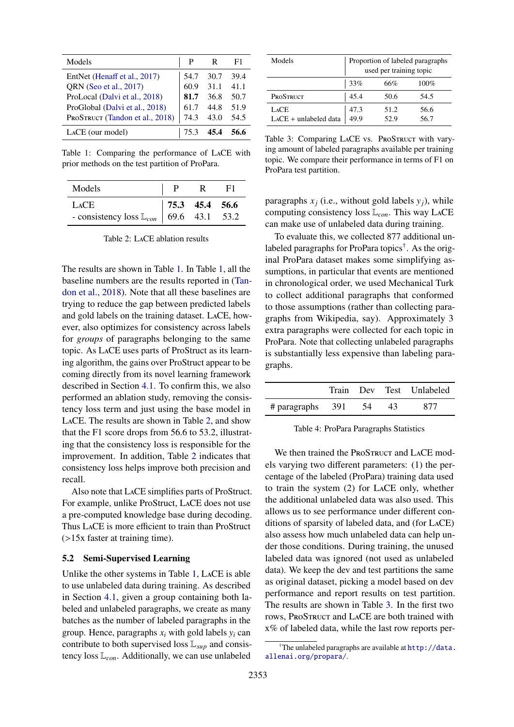| Models | P | R | F1 |
|---|---|---|---|
| EntNet (Henaff et al., 2017) | 54.7 | 30.7 | 39.4 |
| QRN (Seo et al., 2017) | 60.9 | 31.1 | 41.1 |
| ProLocal (Dalvi et al., 2018) | **81.7** | 36.8 | 50.7 |
| ProGlobal (Dalvi et al., 2018) | 61.7 | 44.8 | 51.9 |
| ProStruct (Tandon et al., 2018) | 74.3 | 43.0 | 54.5 |
| LaCE (our model) | 75.3 | **45.4** | **56.6** |

Table 1: Comparing the performance of LaCE with prior methods on the test partition of ProPara.

| Models | P | R | F1 |
|---|---|---|---|
| LaCE | **75.3** | **45.4** | **56.6** |
| - consistency loss $\mathbb{L}_{con}$ | 69.6 | 43.1 | 53.2 |

Table 2: LaCE ablation results

The results are shown in Table 1. In Table 1, all the baseline numbers are the results reported in (Tandon et al., 2018). Note that all these baselines are trying to reduce the gap between predicted labels and gold labels on the training dataset. LaCE, however, also optimizes for consistency across labels for *groups* of paragraphs belonging to the same topic. As LaCE uses parts of ProStruct as its learning algorithm, the gains over ProStruct appear to be coming directly from its novel learning framework described in Section 4.1. To confirm this, we also performed an ablation study, removing the consistency loss term and just using the base model in LaCE. The results are shown in Table 2, and show that the F1 score drops from 56.6 to 53.2, illustrating that the consistency loss is responsible for the improvement. In addition, Table 2 indicates that consistency loss helps improve both precision and recall.

Also note that LaCE simplifies parts of ProStruct. For example, unlike ProStruct, LaCE does not use a pre-computed knowledge base during decoding. Thus LaCE is more efficient to train than ProStruct (>15x faster at training time).

### 5.2 Semi-Supervised Learning

Unlike the other systems in Table 1, LaCE is able to use unlabeled data during training. As described in Section 4.1, given a group containing both labeled and unlabeled paragraphs, we create as many batches as the number of labeled paragraphs in the group. Hence, paragraphs $x_i$ with gold labels $y_i$ can contribute to both supervised loss $\mathbb{L}_{sup}$ and consistency loss $\mathbb{L}_{con}$. Additionally, we can use unlabeled paragraphs $x_j$ (i.e., without gold labels $y_j$), while computing consistency loss $\mathbb{L}_{con}$. This way LaCE can make use of unlabeled data during training.

| Models | Proportion of labeled paragraphs used per training topic | | |
|---|---|---|---|
| | 33% | 66% | 100% |
| ProStruct | 45.4 | 50.6 | 54.5 |
| LaCE | 47.3 | 51.2 | 56.6 |
| LaCE + unlabeled data | 49.9 | 52.9 | 56.7 |

Table 3: Comparing LaCE vs. ProStruct with varying amount of labeled paragraphs available per training topic. We compare their performance in terms of F1 on ProPara test partition.

To evaluate this, we collected 877 additional unlabeled paragraphs for ProPara topics[†]. As the original ProPara dataset makes some simplifying assumptions, in particular that events are mentioned in chronological order, we used Mechanical Turk to collect additional paragraphs that conformed to those assumptions (rather than collecting paragraphs from Wikipedia, say). Approximately 3 extra paragraphs were collected for each topic in ProPara. Note that collecting unlabeled paragraphs is substantially less expensive than labeling paragraphs.

| | Train | Dev | Test | Unlabeled |
|---|---|---|---|---|
| # paragraphs | 391 | 54 | 43 | 877 |

Table 4: ProPara Paragraphs Statistics

We then trained the ProStruct and LaCE models varying two different parameters: (1) the percentage of the labeled (ProPara) training data used to train the system (2) for LaCE only, whether the additional unlabeled data was also used. This allows us to see performance under different conditions of sparsity of labeled data, and (for LaCE) also assess how much unlabeled data can help under those conditions. During training, the unused labeled data was ignored (not used as unlabeled data). We keep the dev and test partitions the same as original dataset, picking a model based on dev performance and report results on test partition. The results are shown in Table 3. In the first two rows, ProStruct and LaCE are both trained with x% of labeled data, while the last row reports per-

[†]The unlabeled paragraphs are available at http://data.allenai.org/propara/.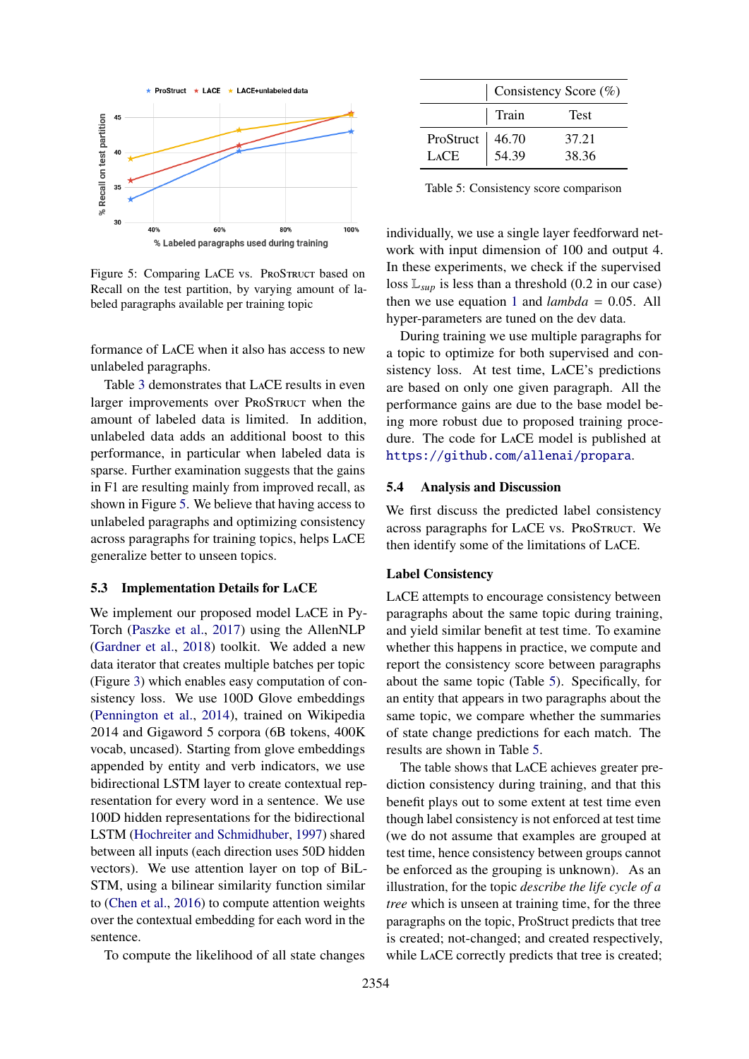Figure 5: Comparing LaCE vs. ProStruct based on Recall on the test partition, by varying amount of labeled paragraphs available per training topic

formance of LaCE when it also has access to new unlabeled paragraphs.

Table 3 demonstrates that LaCE results in even larger improvements over ProStruct when the amount of labeled data is limited. In addition, unlabeled data adds an additional boost to this performance, in particular when labeled data is sparse. Further examination suggests that the gains in F1 are resulting mainly from improved recall, as shown in Figure 5. We believe that having access to unlabeled paragraphs and optimizing consistency across paragraphs for training topics, helps LaCE generalize better to unseen topics.

## 5.3 Implementation Details for LaCE

We implement our proposed model LaCE in PyTorch (Paszke et al., 2017) using the AllenNLP (Gardner et al., 2018) toolkit. We added a new data iterator that creates multiple batches per topic (Figure 3) which enables easy computation of consistency loss. We use 100D Glove embeddings (Pennington et al., 2014), trained on Wikipedia 2014 and Gigaword 5 corpora (6B tokens, 400K vocab, uncased). Starting from glove embeddings appended by entity and verb indicators, we use bidirectional LSTM layer to create contextual representation for every word in a sentence. We use 100D hidden representations for the bidirectional LSTM (Hochreiter and Schmidhuber, 1997) shared between all inputs (each direction uses 50D hidden vectors). We use attention layer on top of BiLSTM, using a bilinear similarity function similar to (Chen et al., 2016) to compute attention weights over the contextual embedding for each word in the sentence.

To compute the likelihood of all state changes individually, we use a single layer feedforward network with input dimension of 100 and output 4. In these experiments, we check if the supervised loss $\mathbb{L}_{sup}$ is less than a threshold (0.2 in our case) then we use equation 1 and *lambda* = 0.05. All hyper-parameters are tuned on the dev data.

During training we use multiple paragraphs for a topic to optimize for both supervised and consistency loss. At test time, LaCE's predictions are based on only one given paragraph. All the performance gains are due to the base model being more robust due to proposed training procedure. The code for LaCE model is published at https://github.com/allenai/propara.

| | Consistency Score (%) | |
|---|---|---|
| | Train | Test |
| ProStruct | 46.70 | 37.21 |
| LaCE | 54.39 | 38.36 |

Table 5: Consistency score comparison

## 5.4 Analysis and Discussion

We first discuss the predicted label consistency across paragraphs for LaCE vs. ProStruct. We then identify some of the limitations of LaCE.

### Label Consistency

LaCE attempts to encourage consistency between paragraphs about the same topic during training, and yield similar benefit at test time. To examine whether this happens in practice, we compute and report the consistency score between paragraphs about the same topic (Table 5). Specifically, for an entity that appears in two paragraphs about the same topic, we compare whether the summaries of state change predictions for each match. The results are shown in Table 5.

The table shows that LaCE achieves greater prediction consistency during training, and that this benefit plays out to some extent at test time even though label consistency is not enforced at test time (we do not assume that examples are grouped at test time, hence consistency between groups cannot be enforced as the grouping is unknown). As an illustration, for the topic *describe the life cycle of a tree* which is unseen at training time, for the three paragraphs on the topic, ProStruct predicts that tree is created; not-changed; and created respectively, while LaCE correctly predicts that tree is created;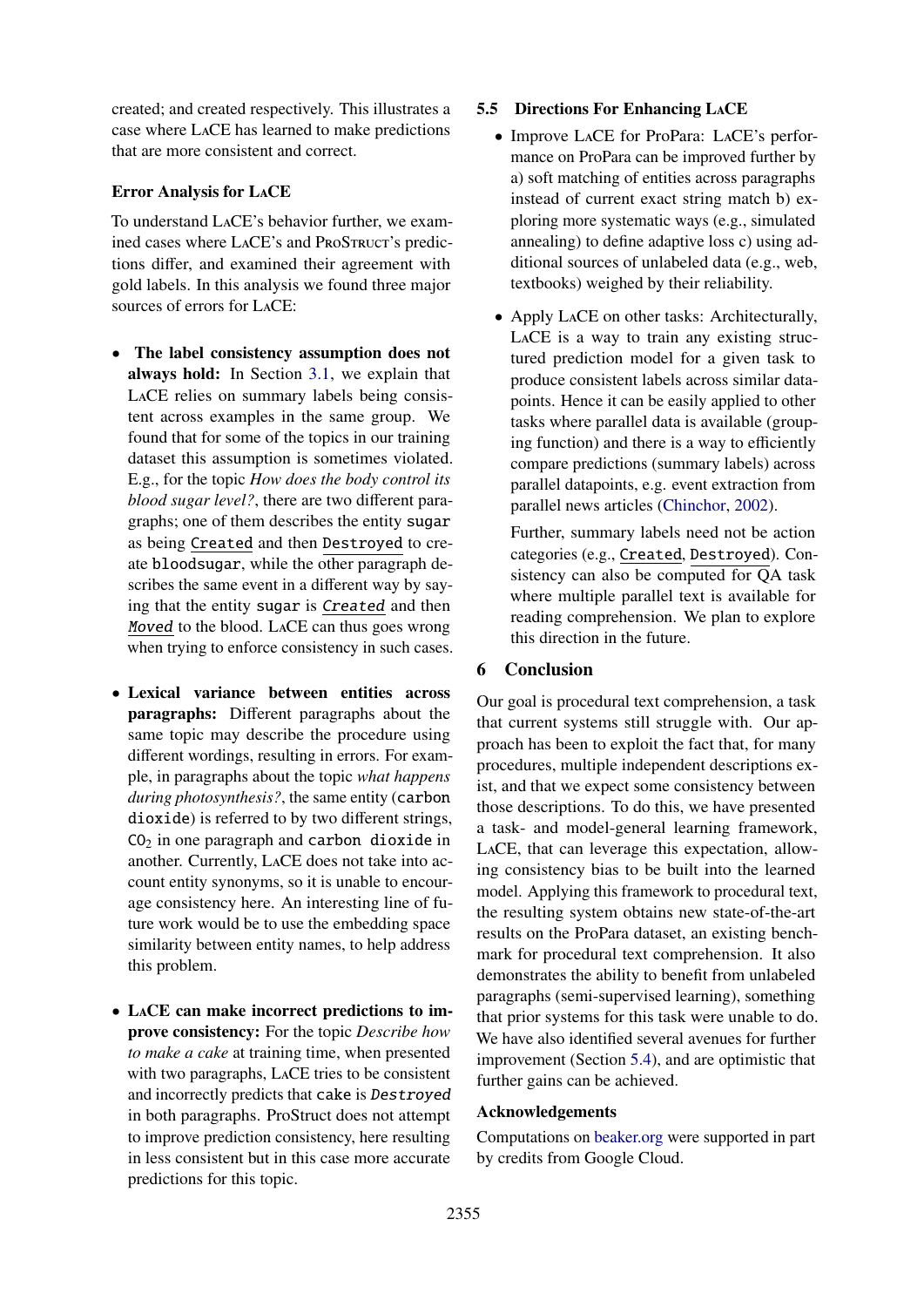created; and created respectively. This illustrates a case where LaCE has learned to make predictions that are more consistent and correct.

### Error Analysis for LaCE

To understand LaCE's behavior further, we examined cases where LaCE's and ProStruct's predictions differ, and examined their agreement with gold labels. In this analysis we found three major sources of errors for LaCE:

- **The label consistency assumption does not always hold:** In Section 3.1, we explain that LaCE relies on summary labels being consistent across examples in the same group. We found that for some of the topics in our training dataset this assumption is sometimes violated. E.g., for the topic *How does the body control its blood sugar level?*, there are two different paragraphs; one of them describes the entity `sugar` as being `Created` and then `Destroyed` to create `bloodsugar`, while the other paragraph describes the same event in a different way by saying that the entity `sugar` is *`Created`* and then *`Moved`* to the blood. LaCE can thus goes wrong when trying to enforce consistency in such cases.

- **Lexical variance between entities across paragraphs:** Different paragraphs about the same topic may describe the procedure using different wordings, resulting in errors. For example, in paragraphs about the topic *what happens during photosynthesis?*, the same entity (`carbon dioxide`) is referred to by two different strings, $CO_2$ in one paragraph and `carbon dioxide` in another. Currently, LaCE does not take into account entity synonyms, so it is unable to encourage consistency here. An interesting line of future work would be to use the embedding space similarity between entity names, to help address this problem.

- **LaCE can make incorrect predictions to improve consistency:** For the topic *Describe how to make a cake* at training time, when presented with two paragraphs, LaCE tries to be consistent and incorrectly predicts that `cake` is *`Destroyed`* in both paragraphs. ProStruct does not attempt to improve prediction consistency, here resulting in less consistent but in this case more accurate predictions for this topic.

## 5.5 Directions For Enhancing LaCE

- Improve LaCE for ProPara: LaCE's performance on ProPara can be improved further by a) soft matching of entities across paragraphs instead of current exact string match b) exploring more systematic ways (e.g., simulated annealing) to define adaptive loss c) using additional sources of unlabeled data (e.g., web, textbooks) weighed by their reliability.

- Apply LaCE on other tasks: Architecturally, LaCE is a way to train any existing structured prediction model for a given task to produce consistent labels across similar datapoints. Hence it can be easily applied to other tasks where parallel data is available (grouping function) and there is a way to efficiently compare predictions (summary labels) across parallel datapoints, e.g. event extraction from parallel news articles (Chinchor, 2002).

  Further, summary labels need not be action categories (e.g., `Created`, `Destroyed`). Consistency can also be computed for QA task where multiple parallel text is available for reading comprehension. We plan to explore this direction in the future.

# 6 Conclusion

Our goal is procedural text comprehension, a task that current systems still struggle with. Our approach has been to exploit the fact that, for many procedures, multiple independent descriptions exist, and that we expect some consistency between those descriptions. To do this, we have presented a task- and model-general learning framework, LaCE, that can leverage this expectation, allowing consistency bias to be built into the learned model. Applying this framework to procedural text, the resulting system obtains new state-of-the-art results on the ProPara dataset, an existing benchmark for procedural text comprehension. It also demonstrates the ability to benefit from unlabeled paragraphs (semi-supervised learning), something that prior systems for this task were unable to do. We have also identified several avenues for further improvement (Section 5.4), and are optimistic that further gains can be achieved.

### Acknowledgements

Computations on beaker.org were supported in part by credits from Google Cloud.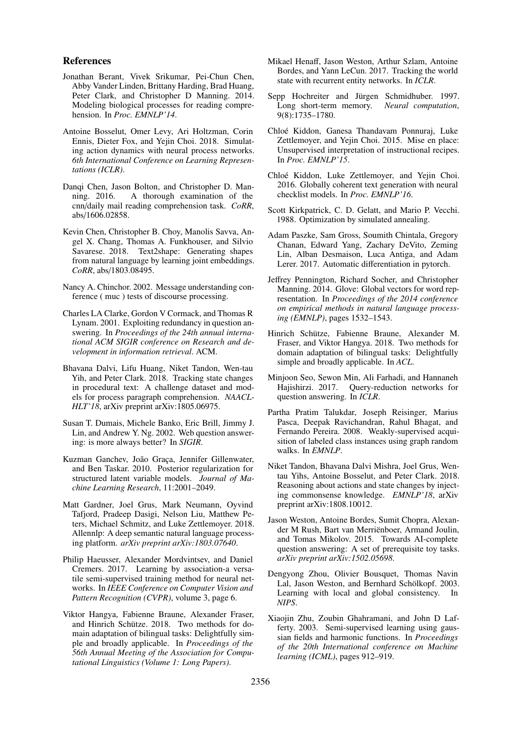## References

Jonathan Berant, Vivek Srikumar, Pei-Chun Chen, Abby Vander Linden, Brittany Harding, Brad Huang, Peter Clark, and Christopher D Manning. 2014. Modeling biological processes for reading comprehension. In *Proc. EMNLP'14*.

Antoine Bosselut, Omer Levy, Ari Holtzman, Corin Ennis, Dieter Fox, and Yejin Choi. 2018. Simulating action dynamics with neural process networks. *6th International Conference on Learning Representations (ICLR)*.

Danqi Chen, Jason Bolton, and Christopher D. Manning. 2016. A thorough examination of the cnn/daily mail reading comprehension task. *CoRR*, abs/1606.02858.

Kevin Chen, Christopher B. Choy, Manolis Savva, Angel X. Chang, Thomas A. Funkhouser, and Silvio Savarese. 2018. Text2shape: Generating shapes from natural language by learning joint embeddings. *CoRR*, abs/1803.08495.

Nancy A. Chinchor. 2002. Message understanding conference ( muc ) tests of discourse processing.

Charles LA Clarke, Gordon V Cormack, and Thomas R Lynam. 2001. Exploiting redundancy in question answering. In *Proceedings of the 24th annual international ACM SIGIR conference on Research and development in information retrieval*. ACM.

Bhavana Dalvi, Lifu Huang, Niket Tandon, Wen-tau Yih, and Peter Clark. 2018. Tracking state changes in procedural text: A challenge dataset and models for process paragraph comprehension. *NAACL-HLT'18*, arXiv preprint arXiv:1805.06975.

Susan T. Dumais, Michele Banko, Eric Brill, Jimmy J. Lin, and Andrew Y. Ng. 2002. Web question answering: is more always better? In *SIGIR*.

Kuzman Ganchev, João Graça, Jennifer Gillenwater, and Ben Taskar. 2010. Posterior regularization for structured latent variable models. *Journal of Machine Learning Research*, 11:2001–2049.

Matt Gardner, Joel Grus, Mark Neumann, Oyvind Tafjord, Pradeep Dasigi, Nelson Liu, Matthew Peters, Michael Schmitz, and Luke Zettlemoyer. 2018. Allennlp: A deep semantic natural language processing platform. *arXiv preprint arXiv:1803.07640*.

Philip Haeusser, Alexander Mordvintsev, and Daniel Cremers. 2017. Learning by association-a versatile semi-supervised training method for neural networks. In *IEEE Conference on Computer Vision and Pattern Recognition (CVPR)*, volume 3, page 6.

Viktor Hangya, Fabienne Braune, Alexander Fraser, and Hinrich Schütze. 2018. Two methods for domain adaptation of bilingual tasks: Delightfully simple and broadly applicable. In *Proceedings of the 56th Annual Meeting of the Association for Computational Linguistics (Volume 1: Long Papers)*.

Mikael Henaff, Jason Weston, Arthur Szlam, Antoine Bordes, and Yann LeCun. 2017. Tracking the world state with recurrent entity networks. In *ICLR*.

Sepp Hochreiter and Jürgen Schmidhuber. 1997. Long short-term memory. *Neural computation*, 9(8):1735–1780.

Chloé Kiddon, Ganesa Thandavam Ponnuraj, Luke Zettlemoyer, and Yejin Choi. 2015. Mise en place: Unsupervised interpretation of instructional recipes. In *Proc. EMNLP'15*.

Chloé Kiddon, Luke Zettlemoyer, and Yejin Choi. 2016. Globally coherent text generation with neural checklist models. In *Proc. EMNLP'16*.

Scott Kirkpatrick, C. D. Gelatt, and Mario P. Vecchi. 1988. Optimization by simulated annealing.

Adam Paszke, Sam Gross, Soumith Chintala, Gregory Chanan, Edward Yang, Zachary DeVito, Zeming Lin, Alban Desmaison, Luca Antiga, and Adam Lerer. 2017. Automatic differentiation in pytorch.

Jeffrey Pennington, Richard Socher, and Christopher Manning. 2014. Glove: Global vectors for word representation. In *Proceedings of the 2014 conference on empirical methods in natural language processing (EMNLP)*, pages 1532–1543.

Hinrich Schütze, Fabienne Braune, Alexander M. Fraser, and Viktor Hangya. 2018. Two methods for domain adaptation of bilingual tasks: Delightfully simple and broadly applicable. In *ACL*.

Minjoon Seo, Sewon Min, Ali Farhadi, and Hannaneh Hajishirzi. 2017. Query-reduction networks for question answering. In *ICLR*.

Partha Pratim Talukdar, Joseph Reisinger, Marius Pasca, Deepak Ravichandran, Rahul Bhagat, and Fernando Pereira. 2008. Weakly-supervised acquisition of labeled class instances using graph random walks. In *EMNLP*.

Niket Tandon, Bhavana Dalvi Mishra, Joel Grus, Wen-tau Yihs, Antoine Bosselut, and Peter Clark. 2018. Reasoning about actions and state changes by injecting commonsense knowledge. *EMNLP'18*, arXiv preprint arXiv:1808.10012.

Jason Weston, Antoine Bordes, Sumit Chopra, Alexander M Rush, Bart van Merriënboer, Armand Joulin, and Tomas Mikolov. 2015. Towards AI-complete question answering: A set of prerequisite toy tasks. *arXiv preprint arXiv:1502.05698*.

Dengyong Zhou, Olivier Bousquet, Thomas Navin Lal, Jason Weston, and Bernhard Schölkopf. 2003. Learning with local and global consistency. In *NIPS*.

Xiaojin Zhu, Zoubin Ghahramani, and John D Lafferty. 2003. Semi-supervised learning using gaussian fields and harmonic functions. In *Proceedings of the 20th International conference on Machine learning (ICML)*, pages 912–919.